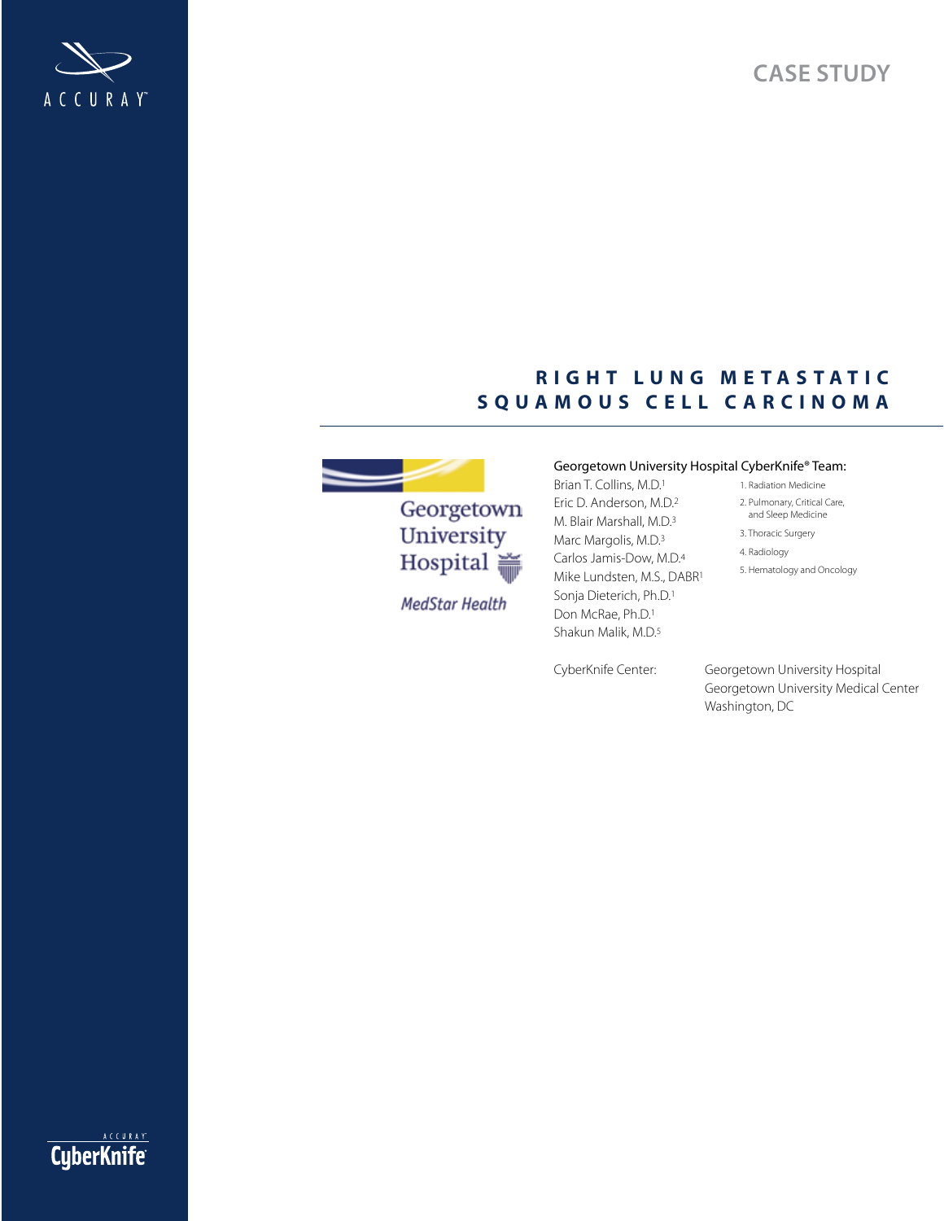CASE STUDY

# RIGHT LUNG METASTATIC SQUAMOUS CELL CARCINOMA

Georgetown University Hospital

MedStar Health

Georgetown University Hospital CyberKnife® Team:

Brian T. Collins, M.D.[1]
Eric D. Anderson, M.D.[2]
M. Blair Marshall, M.D.[3]
Marc Margolis, M.D.[3]
Carlos Jamis-Dow, M.D.[4]
Mike Lundsten, M.S., DABR[1]
Sonja Dieterich, Ph.D.[1]
Don McRae, Ph.D.[1]
Shakun Malik, M.D.[5]

1. Radiation Medicine
2. Pulmonary, Critical Care, and Sleep Medicine
3. Thoracic Surgery
4. Radiology
5. Hematology and Oncology

CyberKnife Center: Georgetown University Hospital
Georgetown University Medical Center
Washington, DC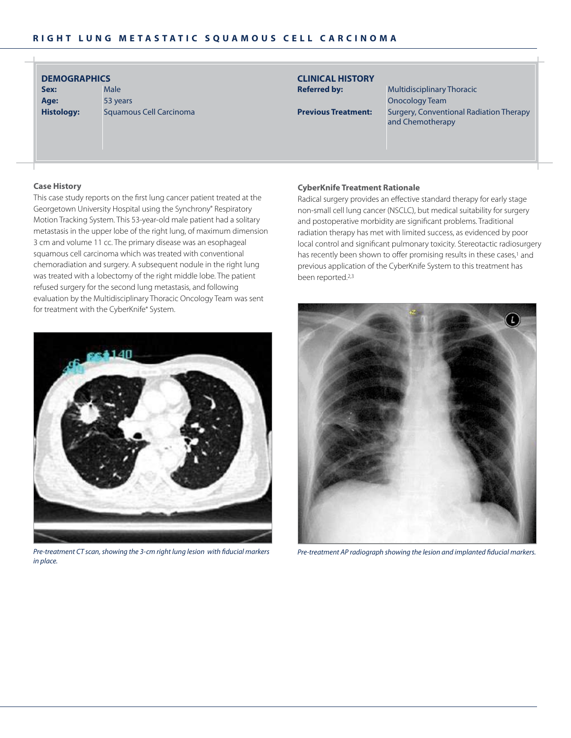# RIGHT LUNG METASTATIC SQUAMOUS CELL CARCINOMA

## DEMOGRAPHICS

| | |
|---|---|
| **Sex:** | Male |
| **Age:** | 53 years |
| **Histology:** | Squamous Cell Carcinoma |

## CLINICAL HISTORY

| | |
|---|---|
| **Referred by:** | Multidisciplinary Thoracic Oncology Team |
| **Previous Treatment:** | Surgery, Conventional Radiation Therapy and Chemotherapy |

### Case History

This case study reports on the first lung cancer patient treated at the Georgetown University Hospital using the Synchrony® Respiratory Motion Tracking System. This 53-year-old male patient had a solitary metastasis in the upper lobe of the right lung, of maximum dimension 3 cm and volume 11 cc. The primary disease was an esophageal squamous cell carcinoma which was treated with conventional chemoradiation and surgery. A subsequent nodule in the right lung was treated with a lobectomy of the right middle lobe. The patient refused surgery for the second lung metastasis, and following evaluation by the Multidisciplinary Thoracic Oncology Team was sent for treatment with the CyberKnife® System.

*Pre-treatment CT scan, showing the 3-cm right lung lesion with fiducial markers in place.*

### CyberKnife Treatment Rationale

Radical surgery provides an effective standard therapy for early stage non-small cell lung cancer (NSCLC), but medical suitability for surgery and postoperative morbidity are significant problems. Traditional radiation therapy has met with limited success, as evidenced by poor local control and significant pulmonary toxicity. Stereotactic radiosurgery has recently been shown to offer promising results in these cases,[1] and previous application of the CyberKnife System to this treatment has been reported.[2,3]

*Pre-treatment AP radiograph showing the lesion and implanted fiducial markers.*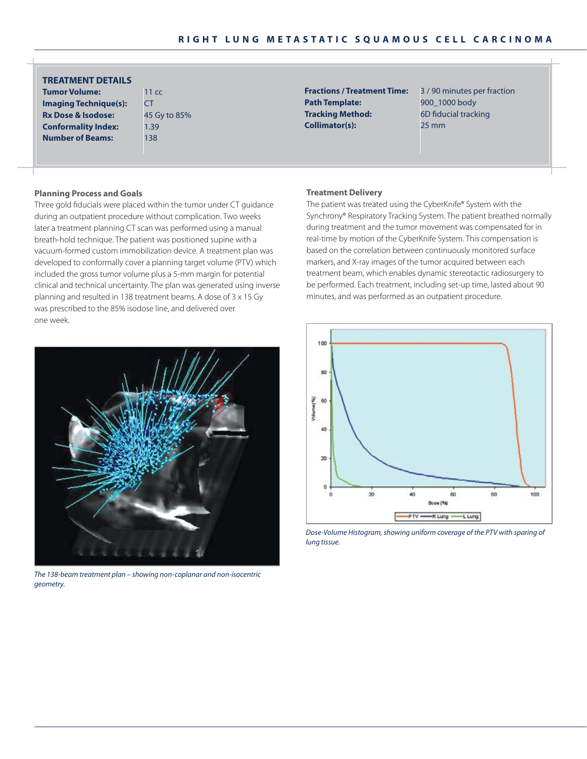# RIGHT LUNG METASTATIC SQUAMOUS CELL CARCINOMA

## TREATMENT DETAILS

| | |
|---|---|
| **Tumor Volume:** | 11 cc |
| **Imaging Technique(s):** | CT |
| **Rx Dose & Isodose:** | 45 Gy to 85% |
| **Conformality Index:** | 1.39 |
| **Number of Beams:** | 138 |
| **Fractions / Treatment Time:** | 3 / 90 minutes per fraction |
| **Path Template:** | 900_1000 body |
| **Tracking Method:** | 6D fiducial tracking |
| **Collimator(s):** | 25 mm |

### Planning Process and Goals

Three gold fiducials were placed within the tumor under CT guidance during an outpatient procedure without complication. Two weeks later a treatment planning CT scan was performed using a manual breath-hold technique. The patient was positioned supine with a vacuum-formed custom immobilization device. A treatment plan was developed to conformally cover a planning target volume (PTV) which included the gross tumor volume plus a 5-mm margin for potential clinical and technical uncertainty. The plan was generated using inverse planning and resulted in 138 treatment beams. A dose of 3 x 15 Gy was prescribed to the 85% isodose line, and delivered over one week.

*The 138-beam treatment plan – showing non-coplanar and non-isocentric geometry.*

### Treatment Delivery

The patient was treated using the CyberKnife® System with the Synchrony® Respiratory Tracking System. The patient breathed normally during treatment and the tumor movement was compensated for in real-time by motion of the CyberKnife System. This compensation is based on the correlation between continuously monitored surface markers, and X-ray images of the tumor acquired between each treatment beam, which enables dynamic stereotactic radiosurgery to be performed. Each treatment, including set-up time, lasted about 90 minutes, and was performed as an outpatient procedure.

*Dose-Volume Histogram, showing uniform coverage of the PTV with sparing of lung tissue.*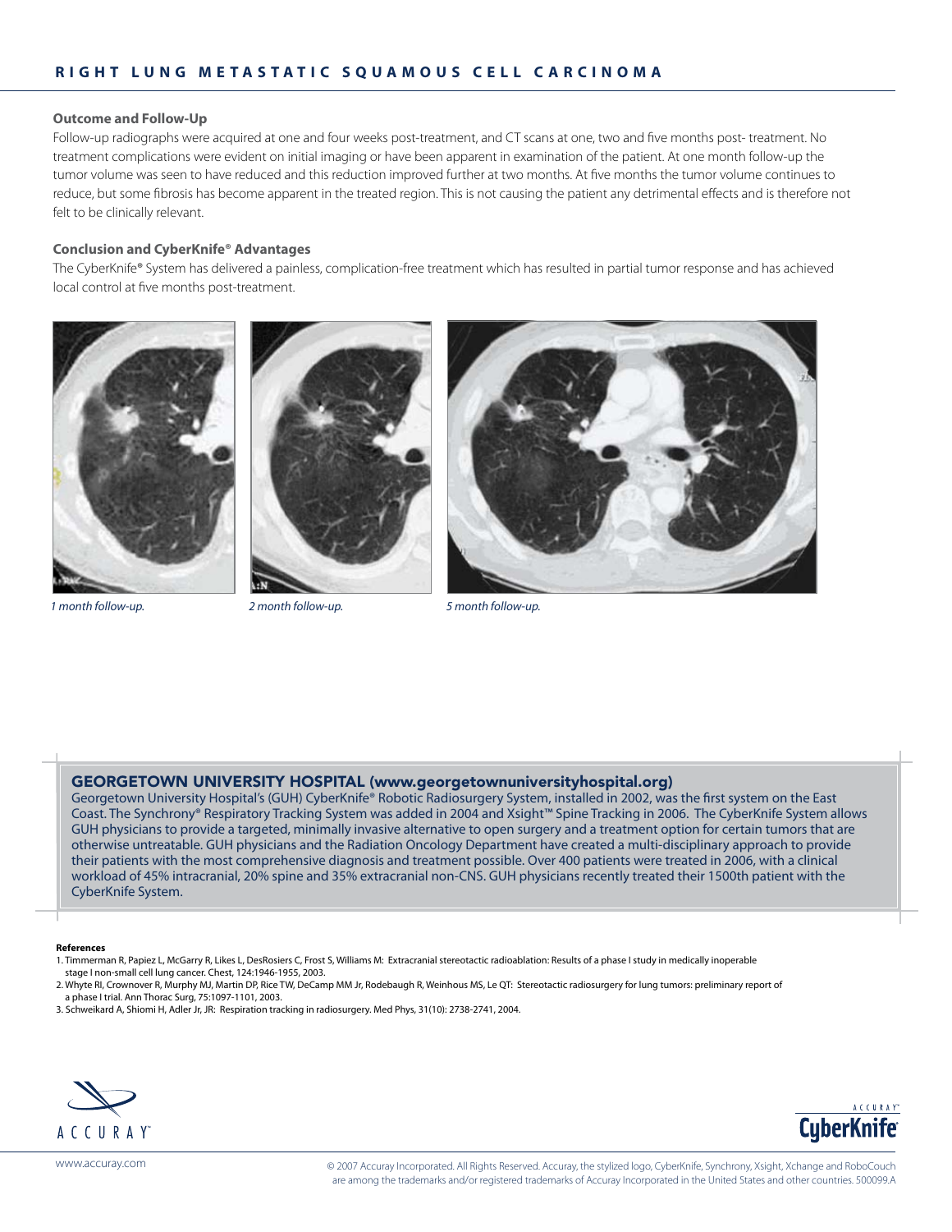## RIGHT LUNG METASTATIC SQUAMOUS CELL CARCINOMA

**Outcome and Follow-Up**

Follow-up radiographs were acquired at one and four weeks post-treatment, and CT scans at one, two and five months post- treatment. No treatment complications were evident on initial imaging or have been apparent in examination of the patient. At one month follow-up the tumor volume was seen to have reduced and this reduction improved further at two months. At five months the tumor volume continues to reduce, but some fibrosis has become apparent in the treated region. This is not causing the patient any detrimental effects and is therefore not felt to be clinically relevant.

**Conclusion and CyberKnife® Advantages**

The CyberKnife® System has delivered a painless, complication-free treatment which has resulted in partial tumor response and has achieved local control at five months post-treatment.

*1 month follow-up.*

*2 month follow-up.*

*5 month follow-up.*

**GEORGETOWN UNIVERSITY HOSPITAL (www.georgetownuniversityhospital.org)**

Georgetown University Hospital's (GUH) CyberKnife® Robotic Radiosurgery System, installed in 2002, was the first system on the East Coast. The Synchrony® Respiratory Tracking System was added in 2004 and Xsight™ Spine Tracking in 2006. The CyberKnife System allows GUH physicians to provide a targeted, minimally invasive alternative to open surgery and a treatment option for certain tumors that are otherwise untreatable. GUH physicians and the Radiation Oncology Department have created a multi-disciplinary approach to provide their patients with the most comprehensive diagnosis and treatment possible. Over 400 patients were treated in 2006, with a clinical workload of 45% intracranial, 20% spine and 35% extracranial non-CNS. GUH physicians recently treated their 1500th patient with the CyberKnife System.

**References**

1. Timmerman R, Papiez L, McGarry R, Likes L, DesRosiers C, Frost S, Williams M: Extracranial stereotactic radioablation: Results of a phase I study in medically inoperable stage I non-small cell lung cancer. Chest, 124:1946-1955, 2003.
2. Whyte RI, Crownover R, Murphy MJ, Martin DP, Rice TW, DeCamp MM Jr, Rodebaugh R, Weinhous MS, Le QT: Stereotactic radiosurgery for lung tumors: preliminary report of a phase I trial. Ann Thorac Surg, 75:1097-1101, 2003.
3. Schweikard A, Shiomi H, Adler Jr, JR: Respiration tracking in radiosurgery. Med Phys, 31(10): 2738-2741, 2004.

ACCURAY

ACCURAY CyberKnife

www.accuray.com

© 2007 Accuray Incorporated. All Rights Reserved. Accuray, the stylized logo, CyberKnife, Synchrony, Xsight, Xchange and RoboCouch are among the trademarks and/or registered trademarks of Accuray Incorporated in the United States and other countries. 500099.A